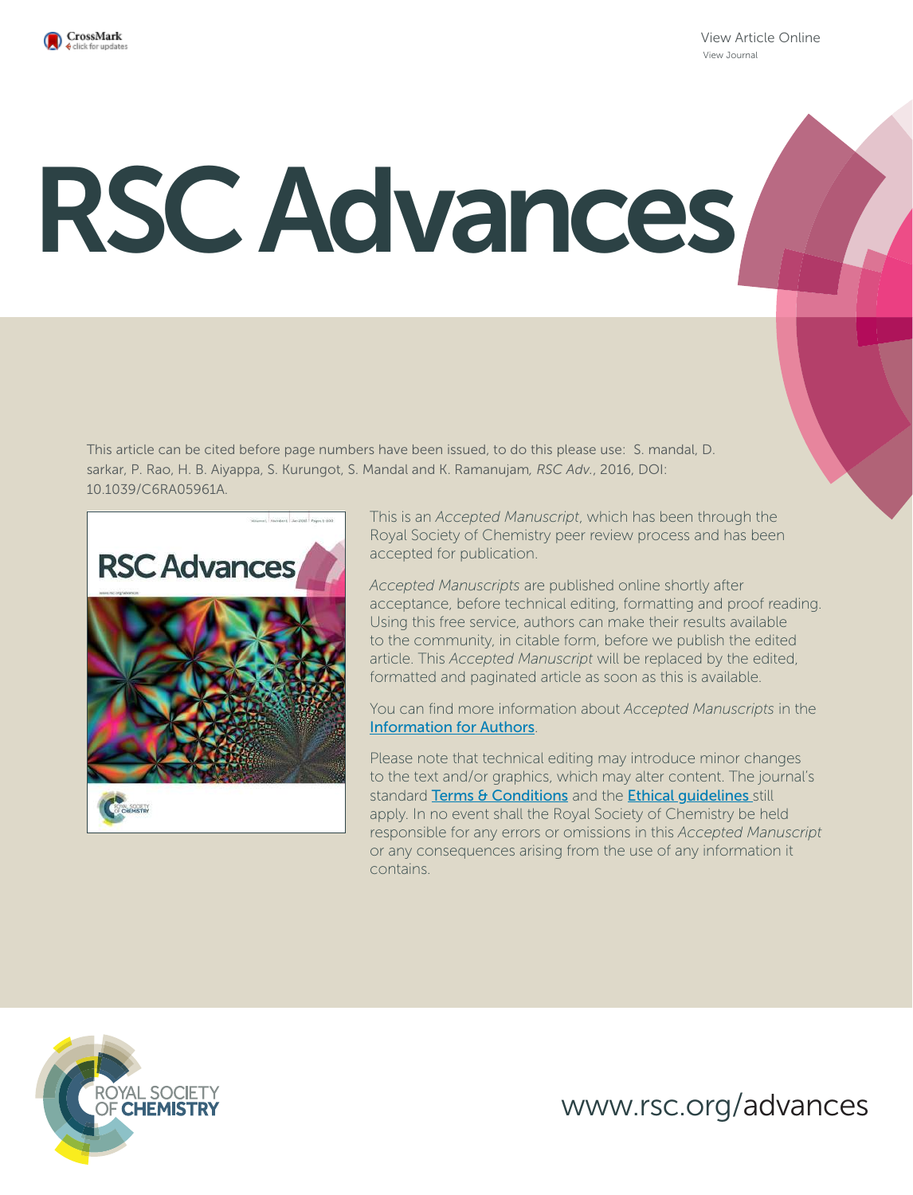View Article Online
View Journal

# RSC Advances

This article can be cited before page numbers have been issued, to do this please use: S. mandal, D. sarkar, P. Rao, H. B. Aiyappa, S. Kurungot, S. Mandal and K. Ramanujam, *RSC Adv.*, 2016, DOI: 10.1039/C6RA05961A.

This is an *Accepted Manuscript*, which has been through the Royal Society of Chemistry peer review process and has been accepted for publication.

*Accepted Manuscripts* are published online shortly after acceptance, before technical editing, formatting and proof reading. Using this free service, authors can make their results available to the community, in citable form, before we publish the edited article. This *Accepted Manuscript* will be replaced by the edited, formatted and paginated article as soon as this is available.

You can find more information about *Accepted Manuscripts* in the Information for Authors.

Please note that technical editing may introduce minor changes to the text and/or graphics, which may alter content. The journal's standard Terms & Conditions and the Ethical guidelines still apply. In no event shall the Royal Society of Chemistry be held responsible for any errors or omissions in this *Accepted Manuscript* or any consequences arising from the use of any information it contains.

ROYAL SOCIETY OF CHEMISTRY

www.rsc.org/advances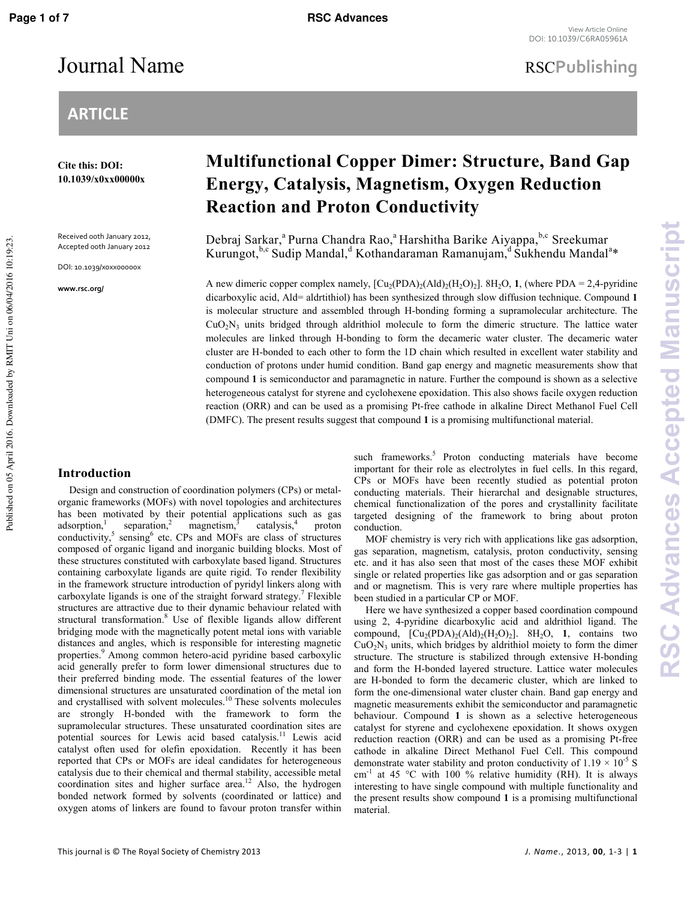# Multifunctional Copper Dimer: Structure, Band Gap Energy, Catalysis, Magnetism, Oxygen Reduction Reaction and Proton Conductivity

Cite this: DOI: 10.1039/x0xx00000x

Received 00th January 2012, Accepted 00th January 2012

DOI: 10.1039/x0xx00000x

www.rsc.org/

Debraj Sarkar,[a] Purna Chandra Rao,[a] Harshitha Barike Aiyappa,[b,c] Sreekumar Kurungot,[b,c] Sudip Mandal,[d] Kothandaraman Ramanujam,[d] Sukhendu Mandal[a]*

A new dimeric copper complex namely, $[Cu_2(PDA)_2(Ald)_2(H_2O)_2]$. $8H_2O$, **1**, (where PDA = 2,4-pyridine dicarboxylic acid, Ald= aldrtithiol) has been synthesized through slow diffusion technique. Compound **1** is molecular structure and assembled through H-bonding forming a supramolecular architecture. The $CuO_2N_3$ units bridged through aldrithiol molecule to form the dimeric structure. The lattice water molecules are linked through H-bonding to form the decameric water cluster. The decameric water cluster are H-bonded to each other to form the 1D chain which resulted in excellent water stability and conduction of protons under humid condition. Band gap energy and magnetic measurements show that compound **1** is semiconductor and paramagnetic in nature. Further the compound is shown as a selective heterogeneous catalyst for styrene and cyclohexene epoxidation. This also shows facile oxygen reduction reaction (ORR) and can be used as a promising Pt-free cathode in alkaline Direct Methanol Fuel Cell (DMFC). The present results suggest that compound **1** is a promising multifunctional material.

## Introduction

Design and construction of coordination polymers (CPs) or metal-organic frameworks (MOFs) with novel topologies and architectures has been motivated by their potential applications such as gas adsorption,[1] separation,[2] magnetism,[3] catalysis,[4] proton conductivity,[5] sensing[6] etc. CPs and MOFs are class of structures composed of organic ligand and inorganic building blocks. Most of these structures constituted with carboxylate based ligand. Structures containing carboxylate ligands are quite rigid. To render flexibility in the framework structure introduction of pyridyl linkers along with carboxylate ligands is one of the straight forward strategy.[7] Flexible structures are attractive due to their dynamic behaviour related with structural transformation.[8] Use of flexible ligands allow different bridging mode with the magnetically potent metal ions with variable distances and angles, which is responsible for interesting magnetic properties.[9] Among common hetero-acid pyridine based carboxylic acid generally prefer to form lower dimensional structures due to their preferred binding mode. The essential features of the lower dimensional structures are unsaturated coordination of the metal ion and crystallised with solvent molecules.[10] These solvents molecules are strongly H-bonded with the framework to form the supramolecular structures. These unsaturated coordination sites are potential sources for Lewis acid based catalysis.[11] Lewis acid catalyst often used for olefin epoxidation. Recently it has been reported that CPs or MOFs are ideal candidates for heterogeneous catalysis due to their chemical and thermal stability, accessible metal coordination sites and higher surface area.[12] Also, the hydrogen bonded network formed by solvents (coordinated or lattice) and oxygen atoms of linkers are found to favour proton transfer within such frameworks.[5] Proton conducting materials have become important for their role as electrolytes in fuel cells. In this regard, CPs or MOFs have been recently studied as potential proton conducting materials. Their hierarchal and designable structures, chemical functionalization of the pores and crystallinity facilitate targeted designing of the framework to bring about proton conduction.

MOF chemistry is very rich with applications like gas adsorption, gas separation, magnetism, catalysis, proton conductivity, sensing etc. and it has also seen that most of the cases these MOF exhibit single or related properties like gas adsorption and or gas separation and or magnetism. This is very rare where multiple properties has been studied in a particular CP or MOF.

Here we have synthesized a copper based coordination compound using 2, 4-pyridine dicarboxylic acid and aldrithiol ligand. The compound, $[Cu_2(PDA)_2(Ald)_2(H_2O)_2]$. $8H_2O$, **1**, contains two $CuO_2N_3$ units, which bridges by aldrithiol moiety to form the dimer structure. The structure is stabilized through extensive H-bonding and form the H-bonded layered structure. Lattice water molecules are H-bonded to form the decameric cluster, which are linked to form the one-dimensional water cluster chain. Band gap energy and magnetic measurements exhibit the semiconductor and paramagnetic behaviour. Compound **1** is shown as a selective heterogeneous catalyst for styrene and cyclohexene epoxidation. It shows oxygen reduction reaction (ORR) and can be used as a promising Pt-free cathode in alkaline Direct Methanol Fuel Cell. This compound demonstrate water stability and proton conductivity of $1.19 \times 10^{-5}$ S cm$^{-1}$ at 45 °C with 100 % relative humidity (RH). It is always interesting to have single compound with multiple functionality and the present results show compound **1** is a promising multifunctional material.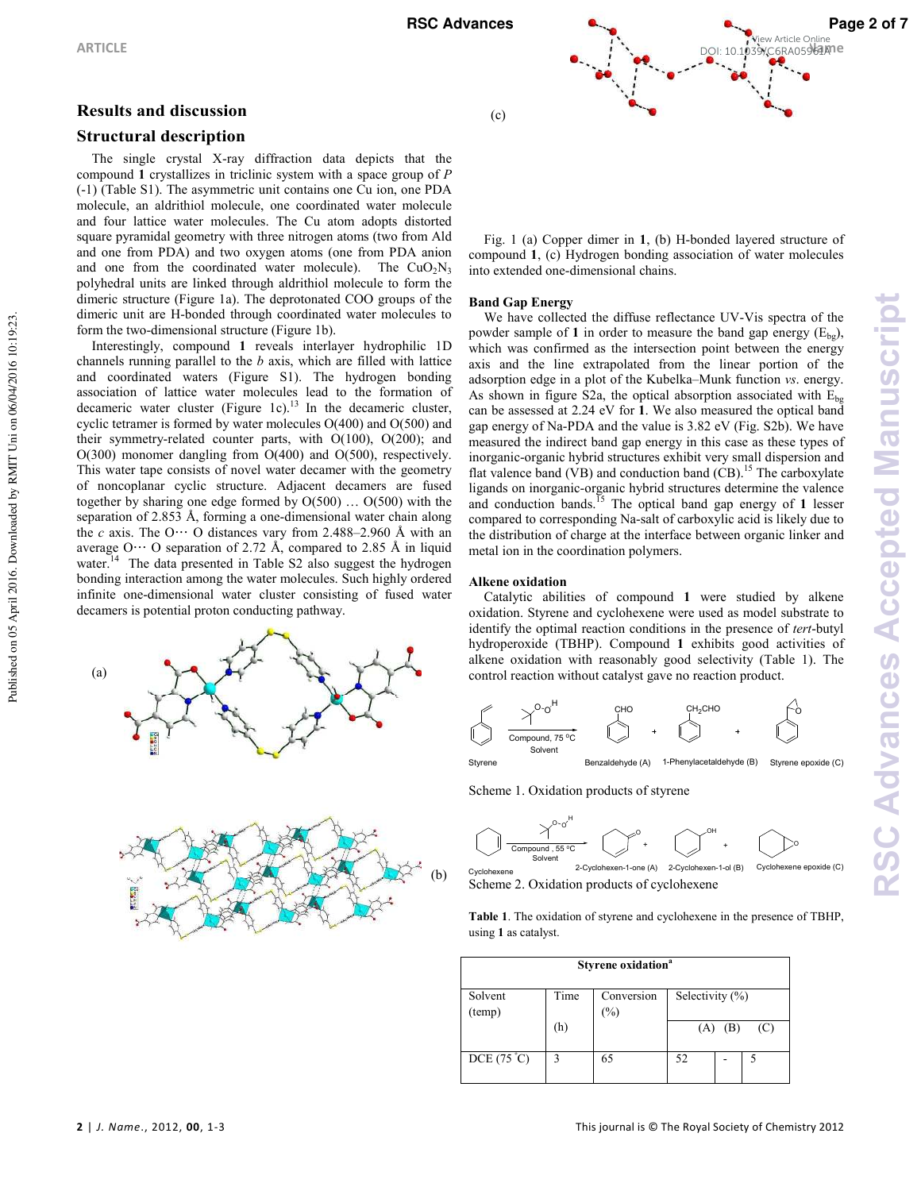## Results and discussion

### Structural description

The single crystal X-ray diffraction data depicts that the compound **1** crystallizes in triclinic system with a space group of *P* (-1) (Table S1). The asymmetric unit contains one Cu ion, one PDA molecule, an aldrithiol molecule, one coordinated water molecule and four lattice water molecules. The Cu atom adopts distorted square pyramidal geometry with three nitrogen atoms (two from Ald and one from PDA) and two oxygen atoms (one from PDA anion and one from the coordinated water molecule). The $CuO_2N_3$ polyhedral units are linked through aldrithiol molecule to form the dimeric structure (Figure 1a). The deprotonated COO groups of the dimeric unit are H-bonded through coordinated water molecules to form the two-dimensional structure (Figure 1b).

Interestingly, compound **1** reveals interlayer hydrophilic 1D channels running parallel to the *b* axis, which are filled with lattice and coordinated waters (Figure S1). The hydrogen bonding association of lattice water molecules lead to the formation of decameric water cluster (Figure 1c).[13] In the decameric cluster, cyclic tetramer is formed by water molecules O(400) and O(500) and their symmetry-related counter parts, with O(100), O(200); and O(300) monomer dangling from O(400) and O(500), respectively. This water tape consists of novel water decamer with the geometry of noncoplanar cyclic structure. Adjacent decamers are fused together by sharing one edge formed by O(500) … O(500) with the separation of 2.853 Å, forming a one-dimensional water chain along the *c* axis. The O··· O distances vary from 2.488–2.960 Å with an average O··· O separation of 2.72 Å, compared to 2.85 Å in liquid water.[14] The data presented in Table S2 also suggest the hydrogen bonding interaction among the water molecules. Such highly ordered infinite one-dimensional water cluster consisting of fused water decamers is potential proton conducting pathway.

Fig. 1 (a) Copper dimer in **1**, (b) H-bonded layered structure of compound **1**, (c) Hydrogen bonding association of water molecules into extended one-dimensional chains.

### Band Gap Energy

We have collected the diffuse reflectance UV-Vis spectra of the powder sample of **1** in order to measure the band gap energy ($E_{bg}$), which was confirmed as the intersection point between the energy axis and the line extrapolated from the linear portion of the adsorption edge in a plot of the Kubelka–Munk function *vs*. energy. As shown in figure S2a, the optical absorption associated with $E_{bg}$ can be assessed at 2.24 eV for **1**. We also measured the optical band gap energy of Na-PDA and the value is 3.82 eV (Fig. S2b). We have measured the indirect band gap energy in this case as these types of inorganic-organic hybrid structures exhibit very small dispersion and flat valence band (VB) and conduction band (CB).[15] The carboxylate ligands on inorganic-organic hybrid structures determine the valence and conduction bands.[15] The optical band gap energy of **1** lesser compared to corresponding Na-salt of carboxylic acid is likely due to the distribution of charge at the interface between organic linker and metal ion in the coordination polymers.

### Alkene oxidation

Catalytic abilities of compound **1** were studied by alkene oxidation. Styrene and cyclohexene were used as model substrate to identify the optimal reaction conditions in the presence of *tert*-butyl hydroperoxide (TBHP). Compound **1** exhibits good activities of alkene oxidation with reasonably good selectivity (Table 1). The control reaction without catalyst gave no reaction product.

Styrene → (Compound, 75 °C, Solvent) → Benzaldehyde (A) + 1-Phenylacetaldehyde (B) + Styrene epoxide (C)

Scheme 1. Oxidation products of styrene

Cyclohexene → (Compound, 55 °C, Solvent) → 2-Cyclohexen-1-one (A) + 2-Cyclohexen-1-ol (B) + Cyclohexene epoxide (C)

Scheme 2. Oxidation products of cyclohexene

**Table 1**. The oxidation of styrene and cyclohexene in the presence of TBHP, using **1** as catalyst.

| Styrene oxidation[a] | | | | | |
|---|---|---|---|---|---|
| Solvent (temp) | Time (h) | Conversion (%) | Selectivity (%) | | |
| | | | (A) | (B) | (C) |
| DCE (75 °C) | 3 | 65 | 52 | - | 5 |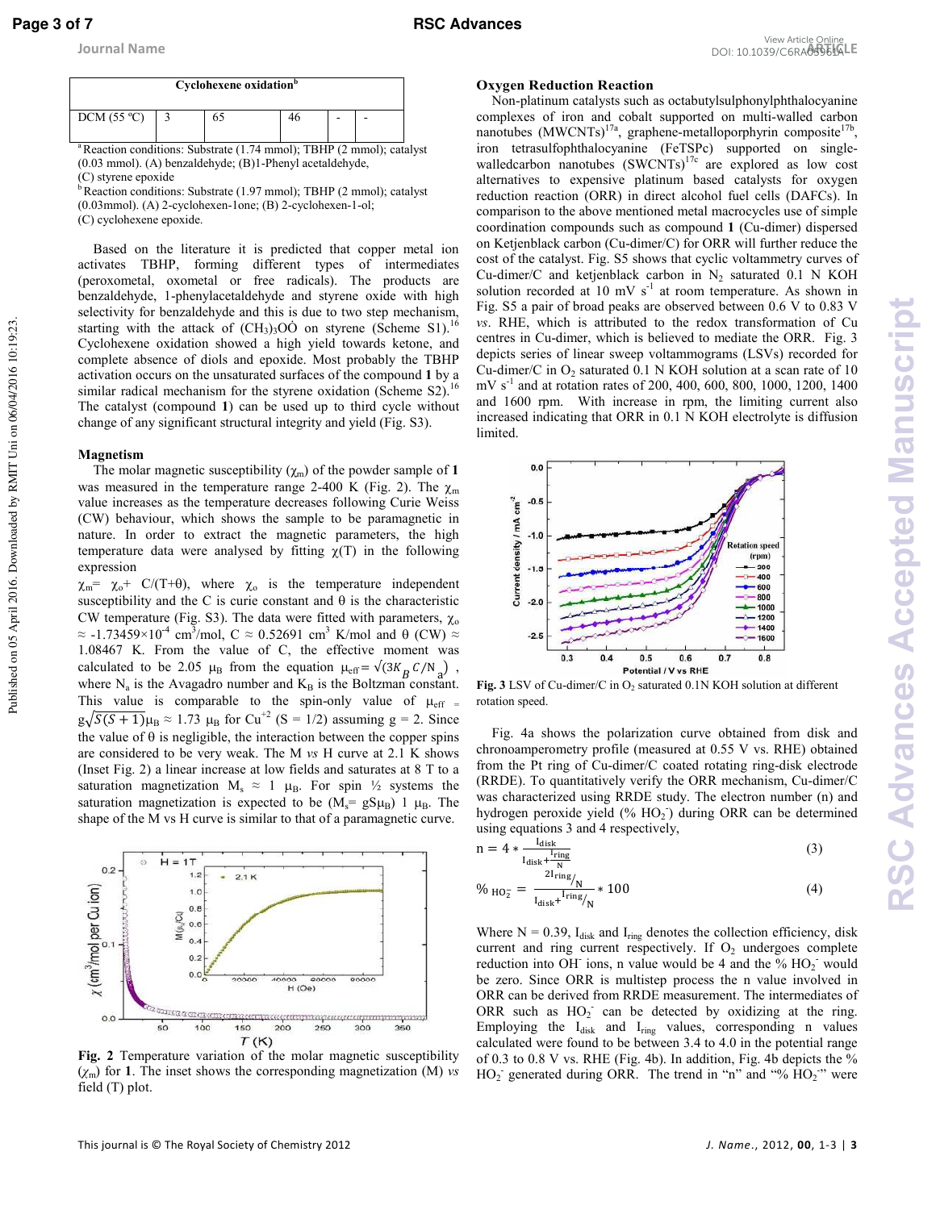| Cyclohexene oxidation[b] | | | | | |
|---|---|---|---|---|---|
| DCM (55 °C) | 3 | 65 | 46 | - | - |

[a] Reaction conditions: Substrate (1.74 mmol); TBHP (2 mmol); catalyst (0.03 mmol). (A) benzaldehyde; (B)1-Phenyl acetaldehyde, (C) styrene epoxide

[b] Reaction conditions: Substrate (1.97 mmol); TBHP (2 mmol); catalyst (0.03mmol). (A) 2-cyclohexen-1one; (B) 2-cyclohexen-1-ol; (C) cyclohexene epoxide.

Based on the literature it is predicted that copper metal ion activates TBHP, forming different types of intermediates (peroxometal, oxometal or free radicals). The products are benzaldehyde, 1-phenylacetaldehyde and styrene oxide with high selectivity for benzaldehyde and this is due to two step mechanism, starting with the attack of $(CH_3)_3O\dot{O}$ on styrene (Scheme S1).[16] Cyclohexene oxidation showed a high yield towards ketone, and complete absence of diols and epoxide. Most probably the TBHP activation occurs on the unsaturated surfaces of the compound **1** by a similar radical mechanism for the styrene oxidation (Scheme S2).[16] The catalyst (compound **1**) can be used up to third cycle without change of any significant structural integrity and yield (Fig. S3).

### Magnetism

The molar magnetic susceptibility ($\chi_m$) of the powder sample of **1** was measured in the temperature range 2-400 K (Fig. 2). The $\chi_m$ value increases as the temperature decreases following Curie Weiss (CW) behaviour, which shows the sample to be paramagnetic in nature. In order to extract the magnetic parameters, the high temperature data were analysed by fitting $\chi(T)$ in the following expression

$\chi_m = \chi_o + C/(T+\theta)$, where $\chi_o$ is the temperature independent susceptibility and the C is curie constant and $\theta$ is the characteristic CW temperature (Fig. S3). The data were fitted with parameters, $\chi_o \approx -1.73459\times10^{-4}$ cm$^3$/mol, C ≈ 0.52691 cm$^3$ K/mol and $\theta$ (CW) ≈ 1.08467 K. From the value of C, the effective moment was calculated to be 2.05 $\mu_B$ from the equation $\mu_{eff} = \sqrt{(3K_B C/N_a)}$, where $N_a$ is the Avagadro number and $K_B$ is the Boltzman constant. This value is comparable to the spin-only value of $\mu_{eff} = g\sqrt{S(S+1)}\mu_B \approx 1.73$ $\mu_B$ for $Cu^{+2}$ (S = 1/2) assuming g = 2. Since the value of $\theta$ is negligible, the interaction between the copper spins are considered to be very weak. The M *vs* H curve at 2.1 K shows (Inset Fig. 2) a linear increase at low fields and saturates at 8 T to a saturation magnetization $M_s \approx 1$ $\mu_B$. For spin ½ systems the saturation magnetization is expected to be ($M_s = gS\mu_B$) 1 $\mu_B$. The shape of the M vs H curve is similar to that of a paramagnetic curve.

**Fig. 2** Temperature variation of the molar magnetic susceptibility ($\chi_m$) for **1**. The inset shows the corresponding magnetization (M) *vs* field (T) plot.

### Oxygen Reduction Reaction

Non-platinum catalysts such as octabutylsulphonylphthalocyanine complexes of iron and cobalt supported on multi-walled carbon nanotubes (MWCNTs)[17a], graphene-metalloporphyrin composite[17b], iron tetrasulfophthalocyanine (FeTSPc) supported on single-walledcarbon nanotubes (SWCNTs)[17c] are explored as low cost alternatives to expensive platinum based catalysts for oxygen reduction reaction (ORR) in direct alcohol fuel cells (DAFCs). In comparison to the above mentioned metal macrocycles use of simple coordination compounds such as compound **1** (Cu-dimer) dispersed on Ketjenblack carbon (Cu-dimer/C) for ORR will further reduce the cost of the catalyst. Fig. S5 shows that cyclic voltammetry curves of Cu-dimer/C and ketjenblack carbon in $N_2$ saturated 0.1 N KOH solution recorded at 10 mV s$^{-1}$ at room temperature. As shown in Fig. S5 a pair of broad peaks are observed between 0.6 V to 0.83 V *vs*. RHE, which is attributed to the redox transformation of Cu centres in Cu-dimer, which is believed to mediate the ORR. Fig. 3 depicts series of linear sweep voltammograms (LSVs) recorded for Cu-dimer/C in $O_2$ saturated 0.1 N KOH solution at a scan rate of 10 mV s$^{-1}$ and at rotation rates of 200, 400, 600, 800, 1000, 1200, 1400 and 1600 rpm. With increase in rpm, the limiting current also increased indicating that ORR in 0.1 N KOH electrolyte is diffusion limited.

**Fig. 3** LSV of Cu-dimer/C in $O_2$ saturated 0.1N KOH solution at different rotation speed.

Fig. 4a shows the polarization curve obtained from disk and chronoamperometry profile (measured at 0.55 V vs. RHE) obtained from the Pt ring of Cu-dimer/C coated rotating ring-disk electrode (RRDE). To quantitatively verify the ORR mechanism, Cu-dimer/C was characterized using RRDE study. The electron number (n) and hydrogen peroxide yield (% $HO_2^-$) during ORR can be determined using equations 3 and 4 respectively,

$$n = 4 * \frac{I_{disk}}{I_{disk} + \frac{I_{ring}}{N}} \tag{3}$$

$$\%\, HO_2^- = \frac{2I_{ring}/N}{I_{disk} + I_{ring}/N} * 100 \tag{4}$$

Where N = 0.39, $I_{disk}$ and $I_{ring}$ denotes the collection efficiency, disk current and ring current respectively. If $O_2$ undergoes complete reduction into $OH^-$ ions, n value would be 4 and the % $HO_2^-$ would be zero. Since ORR is multistep process the n value involved in ORR can be derived from RRDE measurement. The intermediates of ORR such as $HO_2^-$ can be detected by oxidizing at the ring. Employing the $I_{disk}$ and $I_{ring}$ values, corresponding n values calculated were found to be between 3.4 to 4.0 in the potential range of 0.3 to 0.8 V vs. RHE (Fig. 4b). In addition, Fig. 4b depicts the % $HO_2^-$ generated during ORR. The trend in "n" and "% $HO_2^-$" were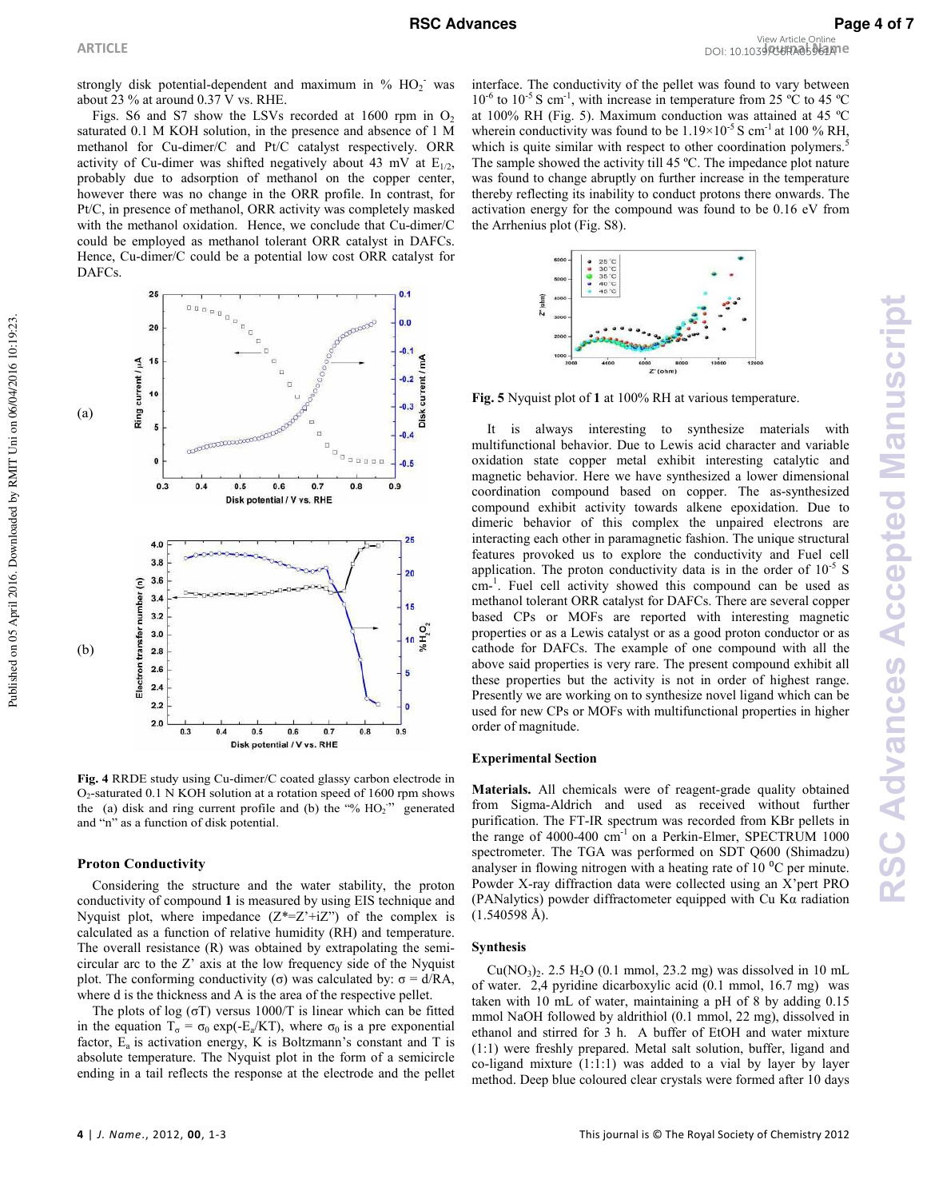strongly disk potential-dependent and maximum in % $HO_2^-$ was about 23 % at around 0.37 V vs. RHE.

Figs. S6 and S7 show the LSVs recorded at 1600 rpm in $O_2$ saturated 0.1 M KOH solution, in the presence and absence of 1 M methanol for Cu-dimer/C and Pt/C catalyst respectively. ORR activity of Cu-dimer was shifted negatively about 43 mV at $E_{1/2}$, probably due to adsorption of methanol on the copper center, however there was no change in the ORR profile. In contrast, for Pt/C, in presence of methanol, ORR activity was completely masked with the methanol oxidation. Hence, we conclude that Cu-dimer/C could be employed as methanol tolerant ORR catalyst in DAFCs. Hence, Cu-dimer/C could be a potential low cost ORR catalyst for DAFCs.

**Fig. 4** RRDE study using Cu-dimer/C coated glassy carbon electrode in $O_2$-saturated 0.1 N KOH solution at a rotation speed of 1600 rpm shows the (a) disk and ring current profile and (b) the "% $HO_2^-$" generated and "n" as a function of disk potential.

### Proton Conductivity

Considering the structure and the water stability, the proton conductivity of compound **1** is measured by using EIS technique and Nyquist plot, where impedance ($Z^*=Z'+iZ''$) of the complex is calculated as a function of relative humidity (RH) and temperature. The overall resistance (R) was obtained by extrapolating the semi-circular arc to the Z' axis at the low frequency side of the Nyquist plot. The conforming conductivity (σ) was calculated by: $\sigma = d/RA$, where d is the thickness and A is the area of the respective pellet.

The plots of log (σT) versus 1000/T is linear which can be fitted in the equation $T_\sigma = \sigma_0 \exp(-E_a/KT)$, where $\sigma_0$ is a pre exponential factor, $E_a$ is activation energy, K is Boltzmann's constant and T is absolute temperature. The Nyquist plot in the form of a semicircle ending in a tail reflects the response at the electrode and the pellet interface. The conductivity of the pellet was found to vary between $10^{-6}$ to $10^{-5}$ S $cm^{-1}$, with increase in temperature from 25 ºC to 45 ºC at 100% RH (Fig. 5). Maximum conduction was attained at 45 ºC wherein conductivity was found to be $1.19\times10^{-5}$ S $cm^{-1}$ at 100 % RH, which is quite similar with respect to other coordination polymers.[5] The sample showed the activity till 45 ºC. The impedance plot nature was found to change abruptly on further increase in the temperature thereby reflecting its inability to conduct protons there onwards. The activation energy for the compound was found to be 0.16 eV from the Arrhenius plot (Fig. S8).

**Fig. 5** Nyquist plot of **1** at 100% RH at various temperature.

It is always interesting to synthesize materials with multifunctional behavior. Due to Lewis acid character and variable oxidation state copper metal exhibit interesting catalytic and magnetic behavior. Here we have synthesized a lower dimensional coordination compound based on copper. The as-synthesized compound exhibit activity towards alkene epoxidation. Due to dimeric behavior of this complex the unpaired electrons are interacting each other in paramagnetic fashion. The unique structural features provoked us to explore the conductivity and Fuel cell application. The proton conductivity data is in the order of $10^{-5}$ S $cm^{-1}$. Fuel cell activity showed this compound can be used as methanol tolerant ORR catalyst for DAFCs. There are several copper based CPs or MOFs are reported with interesting magnetic properties or as a Lewis catalyst or as a good proton conductor or as cathode for DAFCs. The example of one compound with all the above said properties is very rare. The present compound exhibit all these properties but the activity is not in order of highest range. Presently we are working on to synthesize novel ligand which can be used for new CPs or MOFs with multifunctional properties in higher order of magnitude.

### Experimental Section

**Materials.** All chemicals were of reagent-grade quality obtained from Sigma-Aldrich and used as received without further purification. The FT-IR spectrum was recorded from KBr pellets in the range of 4000-400 $cm^{-1}$ on a Perkin-Elmer, SPECTRUM 1000 spectrometer. The TGA was performed on SDT Q600 (Shimadzu) analyser in flowing nitrogen with a heating rate of 10 $^0$C per minute. Powder X-ray diffraction data were collected using an X'pert PRO (PANalytics) powder diffractometer equipped with Cu Kα radiation (1.540598 Å).

### Synthesis

$Cu(NO_3)_2$. 2.5 $H_2O$ (0.1 mmol, 23.2 mg) was dissolved in 10 mL of water. 2,4 pyridine dicarboxylic acid (0.1 mmol, 16.7 mg) was taken with 10 mL of water, maintaining a pH of 8 by adding 0.15 mmol NaOH followed by aldrithiol (0.1 mmol, 22 mg), dissolved in ethanol and stirred for 3 h. A buffer of EtOH and water mixture (1:1) were freshly prepared. Metal salt solution, buffer, ligand and co-ligand mixture (1:1:1) was added to a vial by layer by layer method. Deep blue coloured clear crystals were formed after 10 days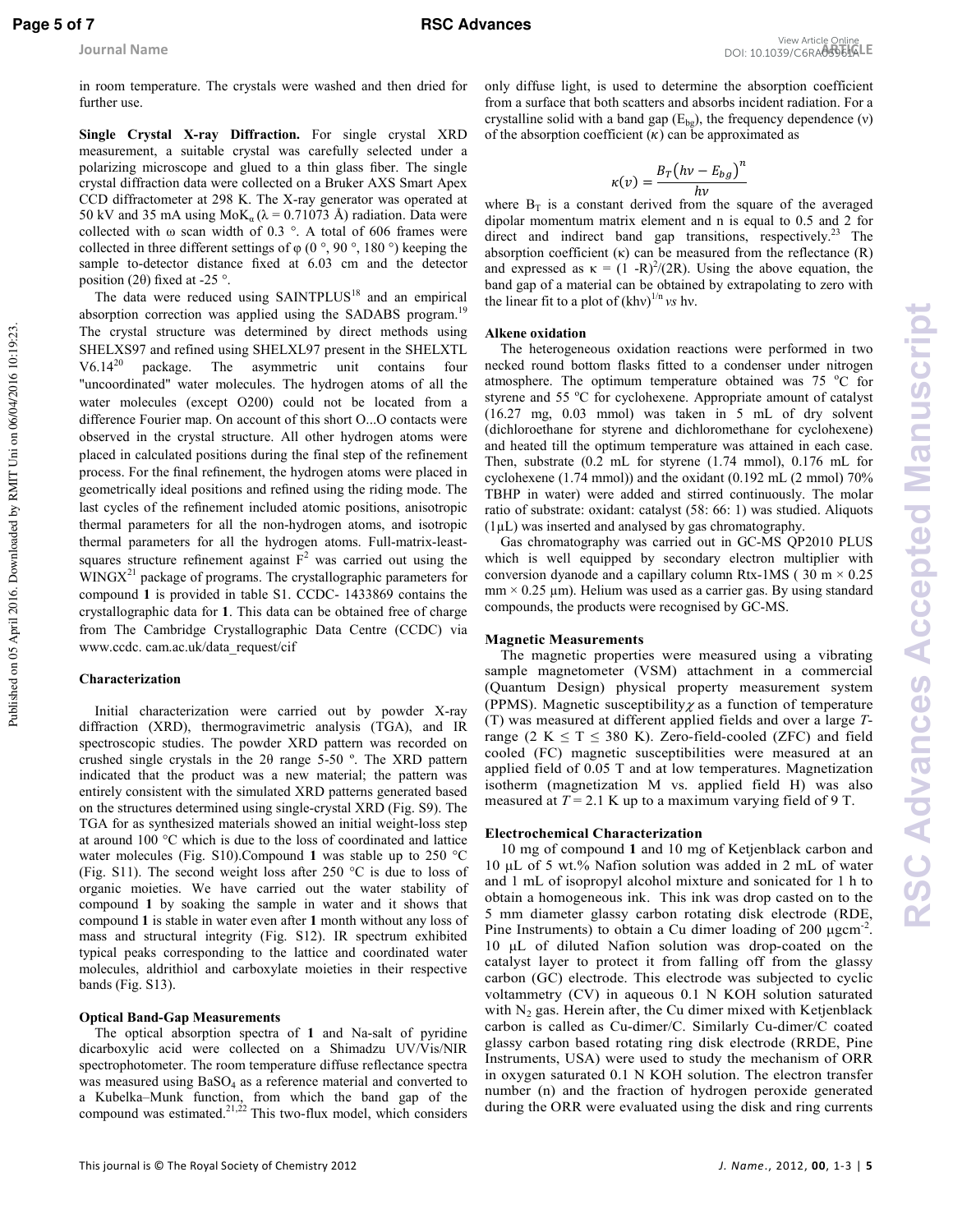in room temperature. The crystals were washed and then dried for further use.

**Single Crystal X-ray Diffraction.** For single crystal XRD measurement, a suitable crystal was carefully selected under a polarizing microscope and glued to a thin glass fiber. The single crystal diffraction data were collected on a Bruker AXS Smart Apex CCD diffractometer at 298 K. The X-ray generator was operated at 50 kV and 35 mA using Mo$K_\alpha$ ($\lambda$ = 0.71073 Å) radiation. Data were collected with ω scan width of 0.3 °. A total of 606 frames were collected in three different settings of φ (0 °, 90 °, 180 °) keeping the sample to-detector distance fixed at 6.03 cm and the detector position (2θ) fixed at -25 °.

The data were reduced using SAINTPLUS[18] and an empirical absorption correction was applied using the SADABS program.[19] The crystal structure was determined by direct methods using SHELXS97 and refined using SHELXL97 present in the SHELXTL V6.14[20] package. The asymmetric unit contains four "uncoordinated" water molecules. The hydrogen atoms of all the water molecules (except O200) could not be located from a difference Fourier map. On account of this short O...O contacts were observed in the crystal structure. All other hydrogen atoms were placed in calculated positions during the final step of the refinement process. For the final refinement, the hydrogen atoms were placed in geometrically ideal positions and refined using the riding mode. The last cycles of the refinement included atomic positions, anisotropic thermal parameters for all the non-hydrogen atoms, and isotropic thermal parameters for all the hydrogen atoms. Full-matrix-least-squares structure refinement against $F^2$ was carried out using the WINGX[21] package of programs. The crystallographic parameters for compound **1** is provided in table S1. CCDC- 1433869 contains the crystallographic data for **1**. This data can be obtained free of charge from The Cambridge Crystallographic Data Centre (CCDC) via www.ccdc. cam.ac.uk/data_request/cif

**Characterization**

Initial characterization were carried out by powder X-ray diffraction (XRD), thermogravimetric analysis (TGA), and IR spectroscopic studies. The powder XRD pattern was recorded on crushed single crystals in the 2θ range 5-50 º. The XRD pattern indicated that the product was a new material; the pattern was entirely consistent with the simulated XRD patterns generated based on the structures determined using single-crystal XRD (Fig. S9). The TGA for as synthesized materials showed an initial weight-loss step at around 100 °C which is due to the loss of coordinated and lattice water molecules (Fig. S10).Compound **1** was stable up to 250 °C (Fig. S11). The second weight loss after 250 °C is due to loss of organic moieties. We have carried out the water stability of compound **1** by soaking the sample in water and it shows that compound **1** is stable in water even after **1** month without any loss of mass and structural integrity (Fig. S12). IR spectrum exhibited typical peaks corresponding to the lattice and coordinated water molecules, aldrithiol and carboxylate moieties in their respective bands (Fig. S13).

**Optical Band-Gap Measurements**

The optical absorption spectra of **1** and Na-salt of pyridine dicarboxylic acid were collected on a Shimadzu UV/Vis/NIR spectrophotometer. The room temperature diffuse reflectance spectra was measured using $BaSO_4$ as a reference material and converted to a Kubelka–Munk function, from which the band gap of the compound was estimated.[21,22] This two-flux model, which considers only diffuse light, is used to determine the absorption coefficient from a surface that both scatters and absorbs incident radiation. For a crystalline solid with a band gap ($E_{bg}$), the frequency dependence (ν) of the absorption coefficient (κ) can be approximated as

$$\kappa(v) = \frac{B_T\left(h\nu - E_{bg}\right)^n}{h\nu}$$

where $B_T$ is a constant derived from the square of the averaged dipolar momentum matrix element and n is equal to 0.5 and 2 for direct and indirect band gap transitions, respectively.[23] The absorption coefficient (κ) can be measured from the reflectance (R) and expressed as $\kappa = (1 - R)^2/(2R)$. Using the above equation, the band gap of a material can be obtained by extrapolating to zero with the linear fit to a plot of $(k h\nu)^{1/n}$ *vs* hν.

**Alkene oxidation**

The heterogeneous oxidation reactions were performed in two necked round bottom flasks fitted to a condenser under nitrogen atmosphere. The optimum temperature obtained was 75 °C for styrene and 55 °C for cyclohexene. Appropriate amount of catalyst (16.27 mg, 0.03 mmol) was taken in 5 mL of dry solvent (dichloroethane for styrene and dichloromethane for cyclohexene) and heated till the optimum temperature was attained in each case. Then, substrate (0.2 mL for styrene (1.74 mmol), 0.176 mL for cyclohexene (1.74 mmol)) and the oxidant (0.192 mL (2 mmol) 70% TBHP in water) were added and stirred continuously. The molar ratio of substrate: oxidant: catalyst (58: 66: 1) was studied. Aliquots (1μL) was inserted and analysed by gas chromatography.

Gas chromatography was carried out in GC-MS QP2010 PLUS which is well equipped by secondary electron multiplier with conversion dyanode and a capillary column Rtx-1MS ( 30 m × 0.25 mm × 0.25 μm). Helium was used as a carrier gas. By using standard compounds, the products were recognised by GC-MS.

**Magnetic Measurements**

The magnetic properties were measured using a vibrating sample magnetometer (VSM) attachment in a commercial (Quantum Design) physical property measurement system (PPMS). Magnetic susceptibility $\chi$ as a function of temperature (T) was measured at different applied fields and over a large *T*-range (2 K ≤ T ≤ 380 K). Zero-field-cooled (ZFC) and field cooled (FC) magnetic susceptibilities were measured at an applied field of 0.05 T and at low temperatures. Magnetization isotherm (magnetization M vs. applied field H) was also measured at *T* = 2.1 K up to a maximum varying field of 9 T.

**Electrochemical Characterization**

10 mg of compound **1** and 10 mg of Ketjenblack carbon and 10 μL of 5 wt.% Nafion solution was added in 2 mL of water and 1 mL of isopropyl alcohol mixture and sonicated for 1 h to obtain a homogeneous ink. This ink was drop casted on to the 5 mm diameter glassy carbon rotating disk electrode (RDE, Pine Instruments) to obtain a Cu dimer loading of 200 μgcm$^{-2}$. 10 μL of diluted Nafion solution was drop-coated on the catalyst layer to protect it from falling off from the glassy carbon (GC) electrode. This electrode was subjected to cyclic voltammetry (CV) in aqueous 0.1 N KOH solution saturated with $N_2$ gas. Herein after, the Cu dimer mixed with Ketjenblack carbon is called as Cu-dimer/C. Similarly Cu-dimer/C coated glassy carbon based rotating ring disk electrode (RRDE, Pine Instruments, USA) were used to study the mechanism of ORR in oxygen saturated 0.1 N KOH solution. The electron transfer number (n) and the fraction of hydrogen peroxide generated during the ORR were evaluated using the disk and ring currents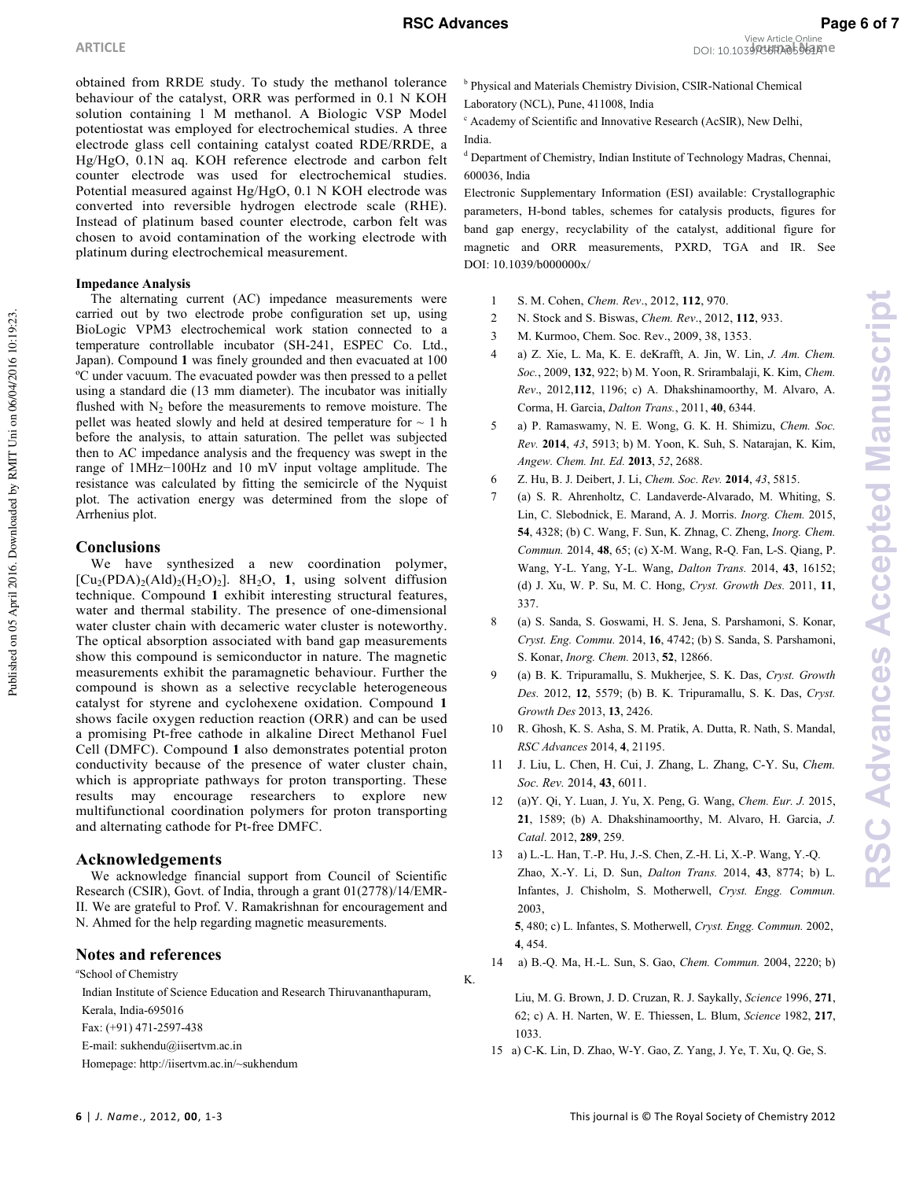obtained from RRDE study. To study the methanol tolerance behaviour of the catalyst, ORR was performed in 0.1 N KOH solution containing 1 M methanol. A Biologic VSP Model potentiostat was employed for electrochemical studies. A three electrode glass cell containing catalyst coated RDE/RRDE, a Hg/HgO, 0.1N aq. KOH reference electrode and carbon felt counter electrode was used for electrochemical studies. Potential measured against Hg/HgO, 0.1 N KOH electrode was converted into reversible hydrogen electrode scale (RHE). Instead of platinum based counter electrode, carbon felt was chosen to avoid contamination of the working electrode with platinum during electrochemical measurement.

**Impedance Analysis**

The alternating current (AC) impedance measurements were carried out by two electrode probe configuration set up, using BioLogic VPM3 electrochemical work station connected to a temperature controllable incubator (SH-241, ESPEC Co. Ltd., Japan). Compound **1** was finely grounded and then evacuated at 100 ºC under vacuum. The evacuated powder was then pressed to a pellet using a standard die (13 mm diameter). The incubator was initially flushed with $N_2$ before the measurements to remove moisture. The pellet was heated slowly and held at desired temperature for ~ 1 h before the analysis, to attain saturation. The pellet was subjected then to AC impedance analysis and the frequency was swept in the range of 1MHz−100Hz and 10 mV input voltage amplitude. The resistance was calculated by fitting the semicircle of the Nyquist plot. The activation energy was determined from the slope of Arrhenius plot.

## Conclusions

We have synthesized a new coordination polymer, $[Cu_2(PDA)_2(Ald)_2(H_2O)_2]$. $8H_2O$, **1**, using solvent diffusion technique. Compound **1** exhibit interesting structural features, water and thermal stability. The presence of one-dimensional water cluster chain with decameric water cluster is noteworthy. The optical absorption associated with band gap measurements show this compound is semiconductor in nature. The magnetic measurements exhibit the paramagnetic behaviour. Further the compound is shown as a selective recyclable heterogeneous catalyst for styrene and cyclohexene oxidation. Compound **1** shows facile oxygen reduction reaction (ORR) and can be used a promising Pt-free cathode in alkaline Direct Methanol Fuel Cell (DMFC). Compound **1** also demonstrates potential proton conductivity because of the presence of water cluster chain, which is appropriate pathways for proton transporting. These results may encourage researchers to explore new multifunctional coordination polymers for proton transporting and alternating cathode for Pt-free DMFC.

## Acknowledgements

We acknowledge financial support from Council of Scientific Research (CSIR), Govt. of India, through a grant 01(2778)/14/EMR-II. We are grateful to Prof. V. Ramakrishnan for encouragement and N. Ahmed for the help regarding magnetic measurements.

## Notes and references

[a] School of Chemistry
Indian Institute of Science Education and Research Thiruvananthapuram, Kerala, India-695016
Fax: (+91) 471-2597-438
E-mail: sukhendu@iisertvm.ac.in
Homepage: http://iisertvm.ac.in/~sukhendum

[b] Physical and Materials Chemistry Division, CSIR-National Chemical Laboratory (NCL), Pune, 411008, India

[c] Academy of Scientific and Innovative Research (AcSIR), New Delhi, India.

[d] Department of Chemistry, Indian Institute of Technology Madras, Chennai, 600036, India

Electronic Supplementary Information (ESI) available: Crystallographic parameters, H-bond tables, schemes for catalysis products, figures for band gap energy, recyclability of the catalyst, additional figure for magnetic and ORR measurements, PXRD, TGA and IR. See DOI: 10.1039/b000000x/

1. S. M. Cohen, *Chem. Rev*., 2012, **112**, 970.
2. N. Stock and S. Biswas, *Chem. Rev*., 2012, **112**, 933.
3. M. Kurmoo, Chem. Soc. Rev., 2009, 38, 1353.
4. a) Z. Xie, L. Ma, K. E. deKrafft, A. Jin, W. Lin, *J. Am. Chem. Soc.*, 2009, **132**, 922; b) M. Yoon, R. Srirambalaji, K. Kim, *Chem. Rev*., 2012,**112**, 1196; c) A. Dhakshinamoorthy, M. Alvaro, A. Corma, H. Garcia, *Dalton Trans.*, 2011, **40**, 6344.
5. a) P. Ramaswamy, N. E. Wong, G. K. H. Shimizu, *Chem. Soc. Rev.* **2014**, *43*, 5913; b) M. Yoon, K. Suh, S. Natarajan, K. Kim, *Angew. Chem. Int. Ed.* **2013**, *52*, 2688.
6. Z. Hu, B. J. Deibert, J. Li, *Chem. Soc. Rev.* **2014**, *43*, 5815.
7. (a) S. R. Ahrenholtz, C. Landaverde-Alvarado, M. Whiting, S. Lin, C. Slebodnick, E. Marand, A. J. Morris. *Inorg. Chem.* 2015, **54**, 4328; (b) C. Wang, F. Sun, K. Zhnag, C. Zheng, *Inorg. Chem. Commun.* 2014, **48**, 65; (c) X-M. Wang, R-Q. Fan, L-S. Qiang, P. Wang, Y-L. Yang, Y-L. Wang, *Dalton Trans.* 2014, **43**, 16152; (d) J. Xu, W. P. Su, M. C. Hong, *Cryst. Growth Des.* 2011, **11**, 337.
8. (a) S. Sanda, S. Goswami, H. S. Jena, S. Parshamoni, S. Konar, *Cryst. Eng. Commu.* 2014, **16**, 4742; (b) S. Sanda, S. Parshamoni, S. Konar, *Inorg. Chem.* 2013, **52**, 12866.
9. (a) B. K. Tripuramallu, S. Mukherjee, S. K. Das, *Cryst. Growth Des.* 2012, **12**, 5579; (b) B. K. Tripuramallu, S. K. Das, *Cryst. Growth Des* 2013, **13**, 2426.
10. R. Ghosh, K. S. Asha, S. M. Pratik, A. Dutta, R. Nath, S. Mandal, *RSC Advances* 2014, **4**, 21195.
11. J. Liu, L. Chen, H. Cui, J. Zhang, L. Zhang, C-Y. Su, *Chem. Soc. Rev.* 2014, **43**, 6011.
12. (a)Y. Qi, Y. Luan, J. Yu, X. Peng, G. Wang, *Chem. Eur. J.* 2015, **21**, 1589; (b) A. Dhakshinamoorthy, M. Alvaro, H. Garcia, *J. Catal.* 2012, **289**, 259.
13. a) L.-L. Han, T.-P. Hu, J.-S. Chen, Z.-H. Li, X.-P. Wang, Y.-Q. Zhao, X.-Y. Li, D. Sun, *Dalton Trans.* 2014, **43**, 8774; b) L. Infantes, J. Chisholm, S. Motherwell, *Cryst. Engg. Commun.* 2003, **5**, 480; c) L. Infantes, S. Motherwell, *Cryst. Engg. Commun.* 2002, **4**, 454.
14. a) B.-Q. Ma, H.-L. Sun, S. Gao, *Chem. Commun.* 2004, 2220; b) K. Liu, M. G. Brown, J. D. Cruzan, R. J. Saykally, *Science* 1996, **271**, 62; c) A. H. Narten, W. E. Thiessen, L. Blum, *Science* 1982, **217**, 1033.
15. a) C-K. Lin, D. Zhao, W-Y. Gao, Z. Yang, J. Ye, T. Xu, Q. Ge, S.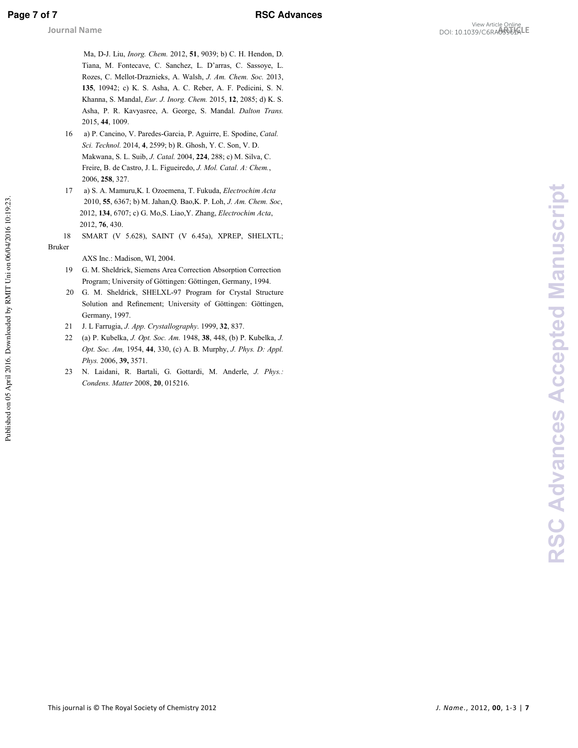Ma, D-J. Liu, *Inorg. Chem.* 2012, **51**, 9039; b) C. H. Hendon, D. Tiana, M. Fontecave, C. Sanchez, L. D'arras, C. Sassoye, L. Rozes, C. Mellot-Draznieks, A. Walsh, *J. Am. Chem. Soc.* 2013, **135**, 10942; c) K. S. Asha, A. C. Reber, A. F. Pedicini, S. N. Khanna, S. Mandal, *Eur. J. Inorg. Chem.* 2015, **12**, 2085; d) K. S. Asha, P. R. Kavyasree, A. George, S. Mandal. *Dalton Trans.* 2015, **44**, 1009.

16 a) P. Cancino, V. Paredes-Garcia, P. Aguirre, E. Spodine, *Catal. Sci. Technol.* 2014, **4**, 2599; b) R. Ghosh, Y. C. Son, V. D. Makwana, S. L. Suib, *J. Catal.* 2004, **224**, 288; c) M. Silva, C. Freire, B. de Castro, J. L. Figueiredo, *J. Mol. Catal. A: Chem.*, 2006, **258**, 327.

17 a) S. A. Mamuru,K. I. Ozoemena, T. Fukuda, *Electrochim Acta* 2010, **55**, 6367; b) M. Jahan,Q. Bao,K. P. Loh, *J. Am. Chem. Soc*, 2012, **134**, 6707; c) G. Mo,S. Liao,Y. Zhang, *Electrochim Acta*, 2012, **76**, 430.

18 SMART (V 5.628), SAINT (V 6.45a), XPREP, SHELXTL; Bruker AXS Inc.: Madison, WI, 2004.

19 G. M. Sheldrick, Siemens Area Correction Absorption Correction Program; University of Göttingen: Göttingen, Germany, 1994.

20 G. M. Sheldrick, SHELXL-97 Program for Crystal Structure Solution and Refinement; University of Göttingen: Göttingen, Germany, 1997.

21 J. L Farrugia, *J. App. Crystallography*. 1999, **32**, 837.

22 (a) P. Kubelka, *J. Opt. Soc. Am.* 1948, **38**, 448, (b) P. Kubelka, *J. Opt. Soc. Am,* 1954, **44**, 330, (c) A. B. Murphy, *J. Phys. D: Appl. Phys.* 2006, **39,** 3571.

23 N. Laidani, R. Bartali, G. Gottardi, M. Anderle, *J. Phys.: Condens. Matter* 2008, **20**, 015216.